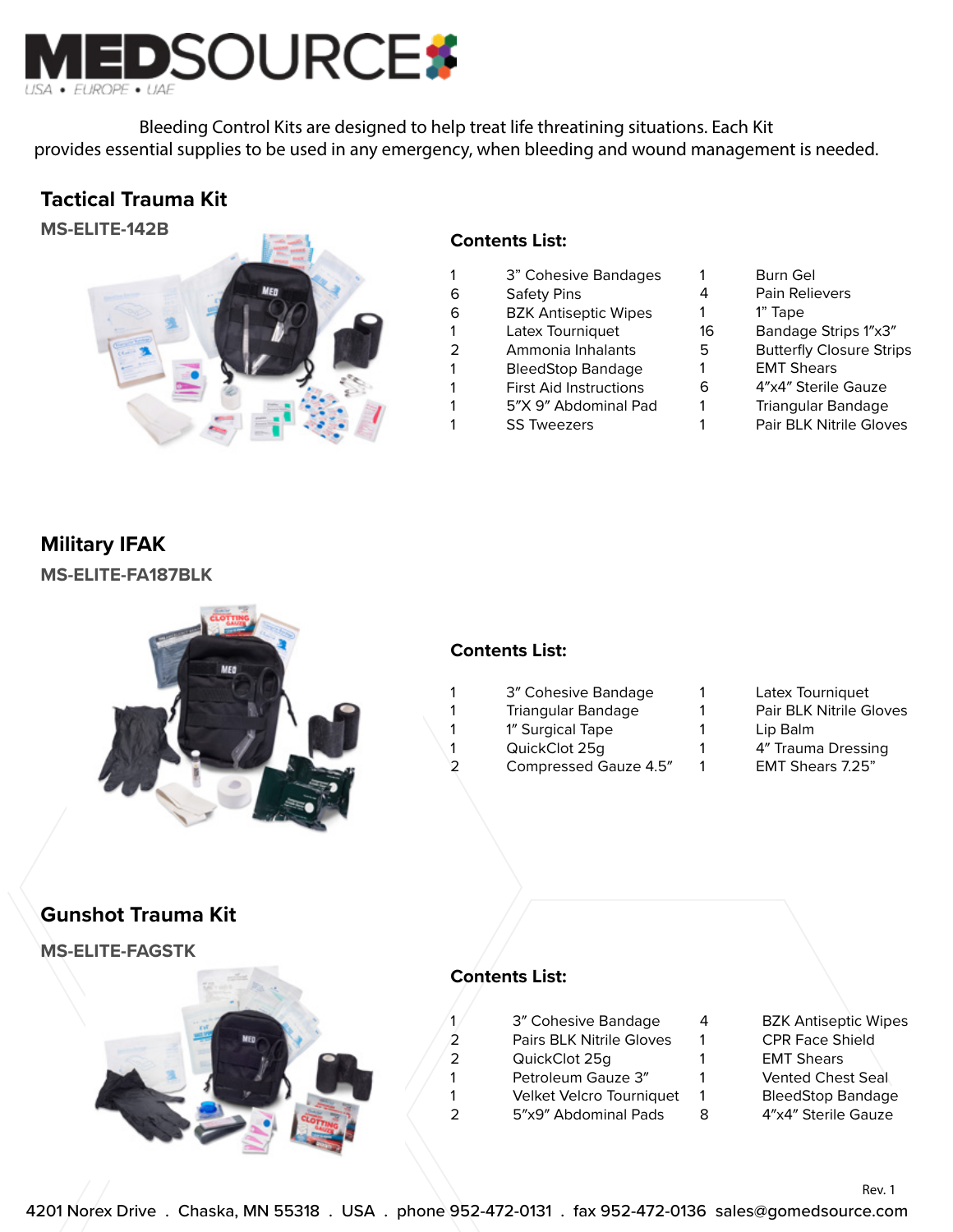# MEDSOURCE

USA • EUROPE • UAE

Bleeding Control Kits are designed to help treat life threatining situations. Each Kit provides essential supplies to be used in any emergency, when bleeding and wound management is needed.

## Tactical Trauma Kit

**MS-ELITE-142B**

### Contents List:

| Qty | Item | Qty | Item |
|---|---|---|---|
| 1 | 3" Cohesive Bandages | 1 | Burn Gel |
| 6 | Safety Pins | 4 | Pain Relievers |
| 6 | BZK Antiseptic Wipes | 1 | 1" Tape |
| 1 | Latex Tourniquet | 16 | Bandage Strips 1"x3" |
| 2 | Ammonia Inhalants | 5 | Butterfly Closure Strips |
| 1 | BleedStop Bandage | 1 | EMT Shears |
| 1 | First Aid Instructions | 6 | 4"x4" Sterile Gauze |
| 1 | 5"X 9" Abdominal Pad | 1 | Triangular Bandage |
| 1 | SS Tweezers | 1 | Pair BLK Nitrile Gloves |

## Military IFAK

**MS-ELITE-FA187BLK**

### Contents List:

| Qty | Item | Qty | Item |
|---|---|---|---|
| 1 | 3" Cohesive Bandage | 1 | Latex Tourniquet |
| 1 | Triangular Bandage | 1 | Pair BLK Nitrile Gloves |
| 1 | 1" Surgical Tape | 1 | Lip Balm |
| 1 | QuickClot 25g | 1 | 4" Trauma Dressing |
| 2 | Compressed Gauze 4.5" | 1 | EMT Shears 7.25" |

## Gunshot Trauma Kit

**MS-ELITE-FAGSTK**

### Contents List:

| Qty | Item | Qty | Item |
|---|---|---|---|
| 1 | 3" Cohesive Bandage | 4 | BZK Antiseptic Wipes |
| 2 | Pairs BLK Nitrile Gloves | 1 | CPR Face Shield |
| 2 | QuickClot 25g | 1 | EMT Shears |
| 1 | Petroleum Gauze 3" | 1 | Vented Chest Seal |
| 1 | Velket Velcro Tourniquet | 1 | BleedStop Bandage |
| 2 | 5"x9" Abdominal Pads | 8 | 4"x4" Sterile Gauze |

Rev. 1

4201 Norex Drive . Chaska, MN 55318 . USA . phone 952-472-0131 . fax 952-472-0136 sales@gomedsource.com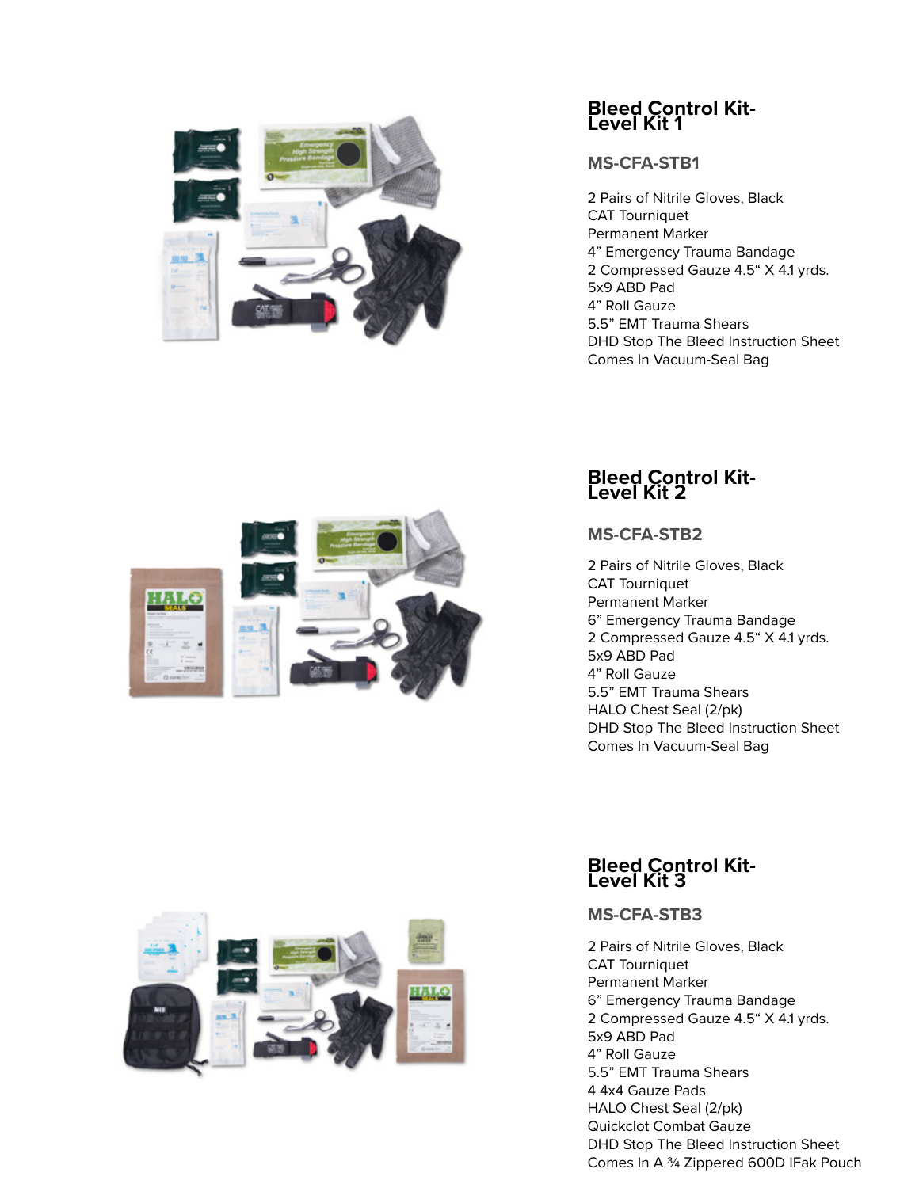## Bleed Control Kit- Level Kit 1

### MS-CFA-STB1

2 Pairs of Nitrile Gloves, Black
CAT Tourniquet
Permanent Marker
4” Emergency Trauma Bandage
2 Compressed Gauze 4.5“ X 4.1 yrds.
5x9 ABD Pad
4” Roll Gauze
5.5” EMT Trauma Shears
DHD Stop The Bleed Instruction Sheet
Comes In Vacuum-Seal Bag

## Bleed Control Kit- Level Kit 2

### MS-CFA-STB2

2 Pairs of Nitrile Gloves, Black
CAT Tourniquet
Permanent Marker
6” Emergency Trauma Bandage
2 Compressed Gauze 4.5“ X 4.1 yrds.
5x9 ABD Pad
4” Roll Gauze
5.5” EMT Trauma Shears
HALO Chest Seal (2/pk)
DHD Stop The Bleed Instruction Sheet
Comes In Vacuum-Seal Bag

## Bleed Control Kit- Level Kit 3

### MS-CFA-STB3

2 Pairs of Nitrile Gloves, Black
CAT Tourniquet
Permanent Marker
6” Emergency Trauma Bandage
2 Compressed Gauze 4.5“ X 4.1 yrds.
5x9 ABD Pad
4” Roll Gauze
5.5” EMT Trauma Shears
4 4x4 Gauze Pads
HALO Chest Seal (2/pk)
Quickclot Combat Gauze
DHD Stop The Bleed Instruction Sheet
Comes In A ¾ Zippered 600D IFak Pouch